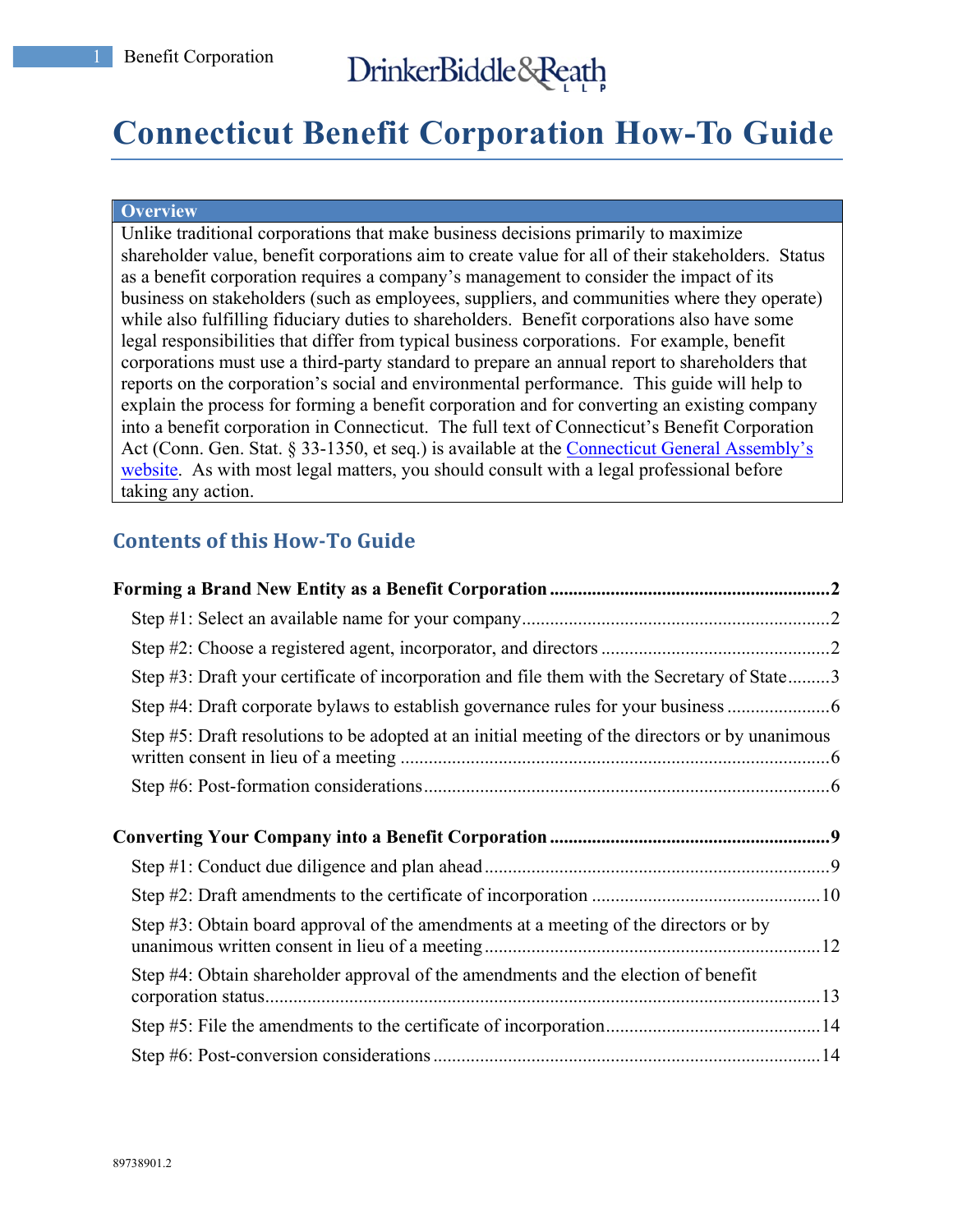# Connecticut Benefit Corporation How-To Guide

**Overview**

Unlike traditional corporations that make business decisions primarily to maximize shareholder value, benefit corporations aim to create value for all of their stakeholders. Status as a benefit corporation requires a company's management to consider the impact of its business on stakeholders (such as employees, suppliers, and communities where they operate) while also fulfilling fiduciary duties to shareholders. Benefit corporations also have some legal responsibilities that differ from typical business corporations. For example, benefit corporations must use a third-party standard to prepare an annual report to shareholders that reports on the corporation's social and environmental performance. This guide will help to explain the process for forming a benefit corporation and for converting an existing company into a benefit corporation in Connecticut. The full text of Connecticut's Benefit Corporation Act (Conn. Gen. Stat. § 33-1350, et seq.) is available at the Connecticut General Assembly's website. As with most legal matters, you should consult with a legal professional before taking any action.

## Contents of this How-To Guide

**Forming a Brand New Entity as a Benefit Corporation** .......... **2**

- Step #1: Select an available name for your company .......... 2
- Step #2: Choose a registered agent, incorporator, and directors .......... 2
- Step #3: Draft your certificate of incorporation and file them with the Secretary of State .......... 3
- Step #4: Draft corporate bylaws to establish governance rules for your business .......... 6
- Step #5: Draft resolutions to be adopted at an initial meeting of the directors or by unanimous written consent in lieu of a meeting .......... 6
- Step #6: Post-formation considerations .......... 6

**Converting Your Company into a Benefit Corporation** .......... **9**

- Step #1: Conduct due diligence and plan ahead .......... 9
- Step #2: Draft amendments to the certificate of incorporation .......... 10
- Step #3: Obtain board approval of the amendments at a meeting of the directors or by unanimous written consent in lieu of a meeting .......... 12
- Step #4: Obtain shareholder approval of the amendments and the election of benefit corporation status .......... 13
- Step #5: File the amendments to the certificate of incorporation .......... 14
- Step #6: Post-conversion considerations .......... 14

89738901.2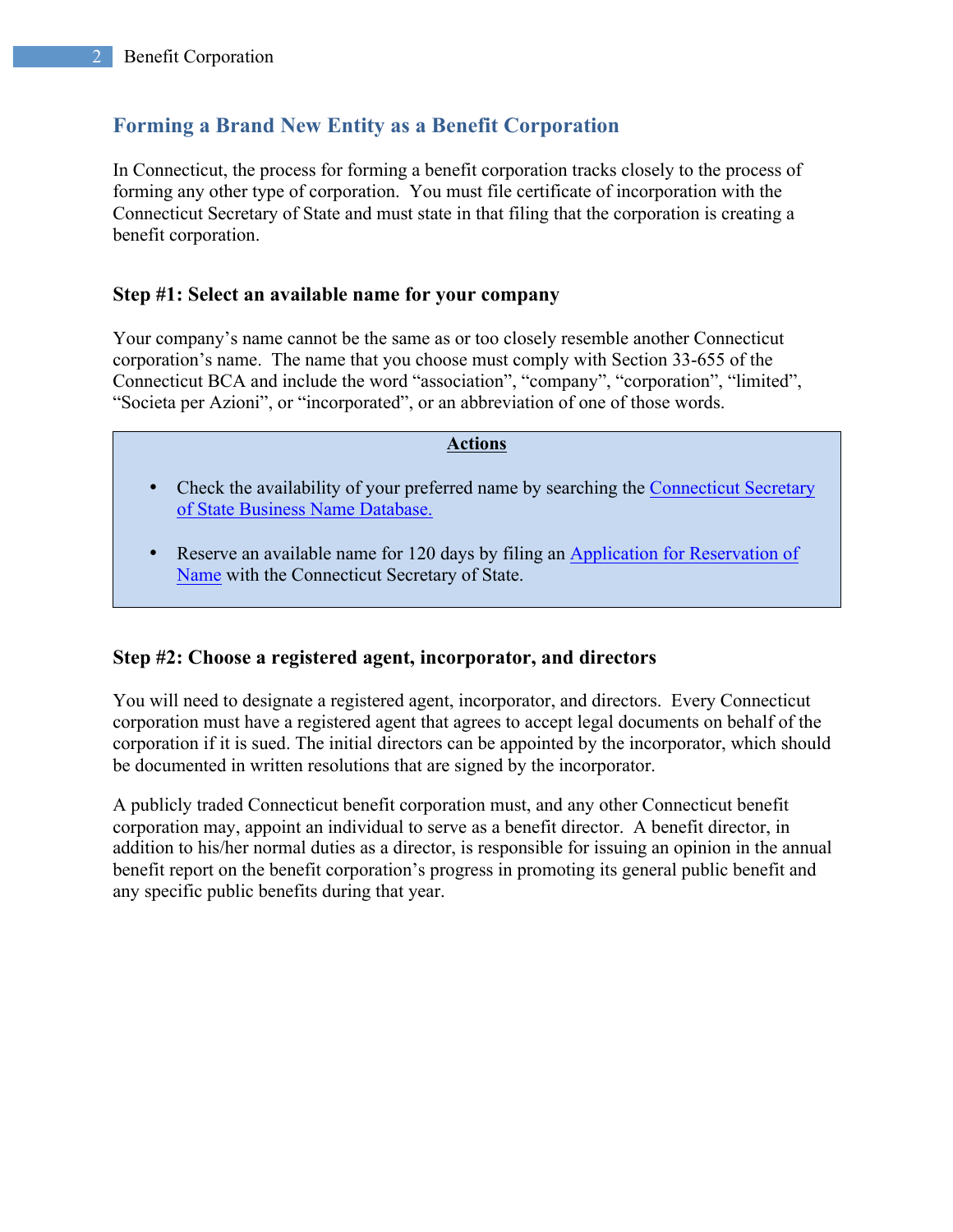## Forming a Brand New Entity as a Benefit Corporation

In Connecticut, the process for forming a benefit corporation tracks closely to the process of forming any other type of corporation. You must file certificate of incorporation with the Connecticut Secretary of State and must state in that filing that the corporation is creating a benefit corporation.

### Step #1: Select an available name for your company

Your company's name cannot be the same as or too closely resemble another Connecticut corporation's name. The name that you choose must comply with Section 33-655 of the Connecticut BCA and include the word "association", "company", "corporation", "limited", "Societa per Azioni", or "incorporated", or an abbreviation of one of those words.

**Actions**

- Check the availability of your preferred name by searching the Connecticut Secretary of State Business Name Database.
- Reserve an available name for 120 days by filing an Application for Reservation of Name with the Connecticut Secretary of State.

### Step #2: Choose a registered agent, incorporator, and directors

You will need to designate a registered agent, incorporator, and directors. Every Connecticut corporation must have a registered agent that agrees to accept legal documents on behalf of the corporation if it is sued. The initial directors can be appointed by the incorporator, which should be documented in written resolutions that are signed by the incorporator.

A publicly traded Connecticut benefit corporation must, and any other Connecticut benefit corporation may, appoint an individual to serve as a benefit director. A benefit director, in addition to his/her normal duties as a director, is responsible for issuing an opinion in the annual benefit report on the benefit corporation's progress in promoting its general public benefit and any specific public benefits during that year.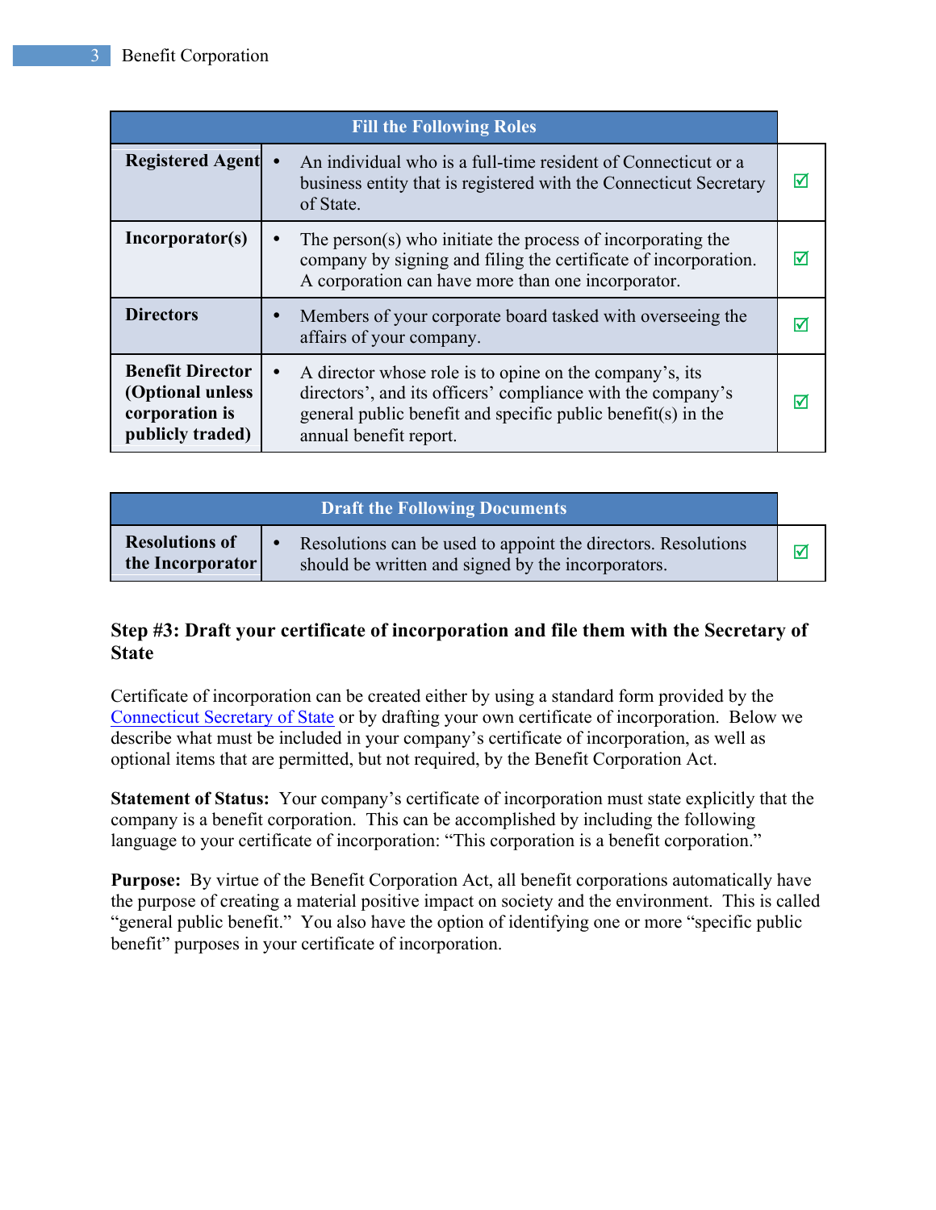| Fill the Following Roles | | |
|---|---|---|
| **Registered Agent** | • An individual who is a full-time resident of Connecticut or a business entity that is registered with the Connecticut Secretary of State. | ☑ |
| **Incorporator(s)** | • The person(s) who initiate the process of incorporating the company by signing and filing the certificate of incorporation. A corporation can have more than one incorporator. | ☑ |
| **Directors** | • Members of your corporate board tasked with overseeing the affairs of your company. | ☑ |
| **Benefit Director (Optional unless corporation is publicly traded)** | • A director whose role is to opine on the company's, its directors', and its officers' compliance with the company's general public benefit and specific public benefit(s) in the annual benefit report. | ☑ |

| Draft the Following Documents | | |
|---|---|---|
| **Resolutions of the Incorporator** | • Resolutions can be used to appoint the directors. Resolutions should be written and signed by the incorporators. | ☑ |

### Step #3: Draft your certificate of incorporation and file them with the Secretary of State

Certificate of incorporation can be created either by using a standard form provided by the Connecticut Secretary of State or by drafting your own certificate of incorporation. Below we describe what must be included in your company's certificate of incorporation, as well as optional items that are permitted, but not required, by the Benefit Corporation Act.

**Statement of Status:** Your company's certificate of incorporation must state explicitly that the company is a benefit corporation. This can be accomplished by including the following language to your certificate of incorporation: "This corporation is a benefit corporation."

**Purpose:** By virtue of the Benefit Corporation Act, all benefit corporations automatically have the purpose of creating a material positive impact on society and the environment. This is called "general public benefit." You also have the option of identifying one or more "specific public benefit" purposes in your certificate of incorporation.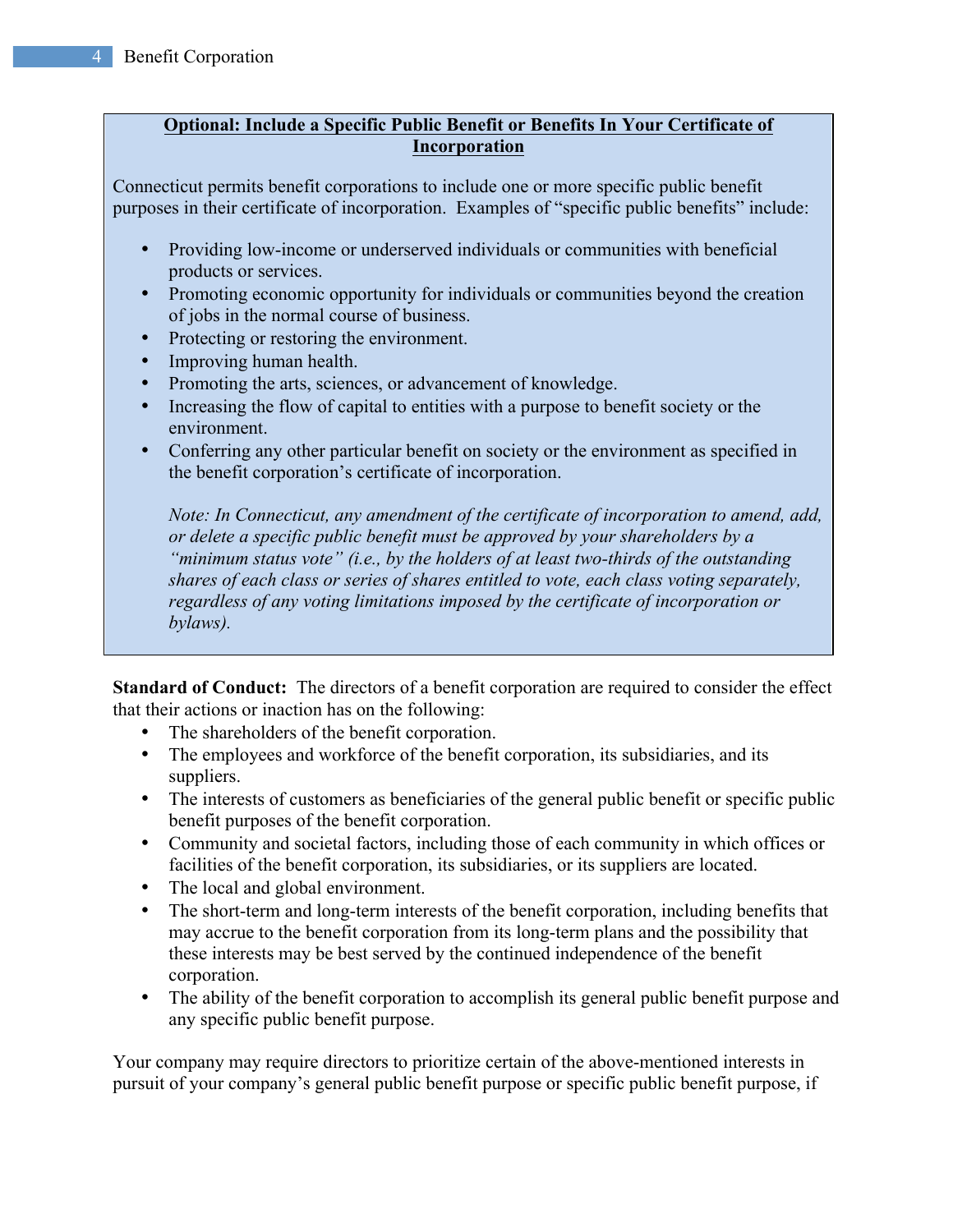**Optional: Include a Specific Public Benefit or Benefits In Your Certificate of Incorporation**

Connecticut permits benefit corporations to include one or more specific public benefit purposes in their certificate of incorporation. Examples of "specific public benefits" include:

- Providing low-income or underserved individuals or communities with beneficial products or services.
- Promoting economic opportunity for individuals or communities beyond the creation of jobs in the normal course of business.
- Protecting or restoring the environment.
- Improving human health.
- Promoting the arts, sciences, or advancement of knowledge.
- Increasing the flow of capital to entities with a purpose to benefit society or the environment.
- Conferring any other particular benefit on society or the environment as specified in the benefit corporation's certificate of incorporation.

*Note: In Connecticut, any amendment of the certificate of incorporation to amend, add, or delete a specific public benefit must be approved by your shareholders by a "minimum status vote" (i.e., by the holders of at least two-thirds of the outstanding shares of each class or series of shares entitled to vote, each class voting separately, regardless of any voting limitations imposed by the certificate of incorporation or bylaws).*

**Standard of Conduct:** The directors of a benefit corporation are required to consider the effect that their actions or inaction has on the following:

- The shareholders of the benefit corporation.
- The employees and workforce of the benefit corporation, its subsidiaries, and its suppliers.
- The interests of customers as beneficiaries of the general public benefit or specific public benefit purposes of the benefit corporation.
- Community and societal factors, including those of each community in which offices or facilities of the benefit corporation, its subsidiaries, or its suppliers are located.
- The local and global environment.
- The short-term and long-term interests of the benefit corporation, including benefits that may accrue to the benefit corporation from its long-term plans and the possibility that these interests may be best served by the continued independence of the benefit corporation.
- The ability of the benefit corporation to accomplish its general public benefit purpose and any specific public benefit purpose.

Your company may require directors to prioritize certain of the above-mentioned interests in pursuit of your company's general public benefit purpose or specific public benefit purpose, if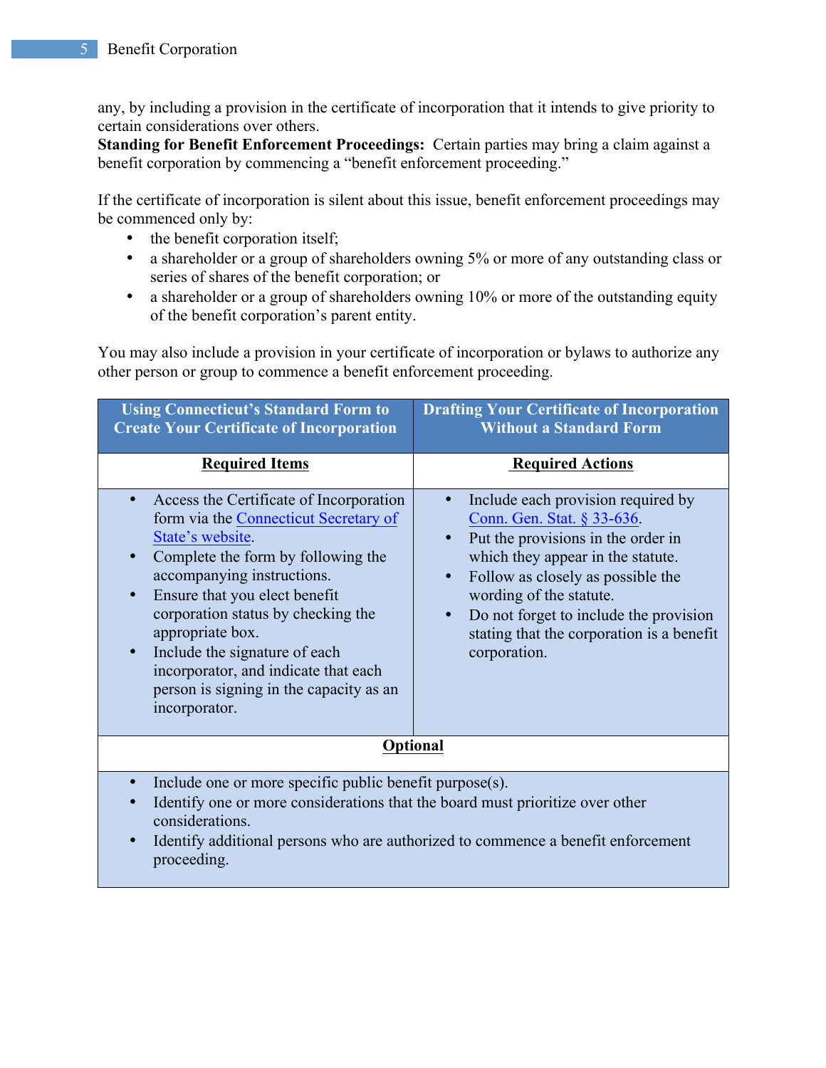any, by including a provision in the certificate of incorporation that it intends to give priority to certain considerations over others.

**Standing for Benefit Enforcement Proceedings:** Certain parties may bring a claim against a benefit corporation by commencing a "benefit enforcement proceeding."

If the certificate of incorporation is silent about this issue, benefit enforcement proceedings may be commenced only by:

- the benefit corporation itself;
- a shareholder or a group of shareholders owning 5% or more of any outstanding class or series of shares of the benefit corporation; or
- a shareholder or a group of shareholders owning 10% or more of the outstanding equity of the benefit corporation's parent entity.

You may also include a provision in your certificate of incorporation or bylaws to authorize any other person or group to commence a benefit enforcement proceeding.

| Using Connecticut's Standard Form to Create Your Certificate of Incorporation | Drafting Your Certificate of Incorporation Without a Standard Form |
|---|---|
| **Required Items** | **Required Actions** |
| • Access the Certificate of Incorporation form via the Connecticut Secretary of State's website.<br>• Complete the form by following the accompanying instructions.<br>• Ensure that you elect benefit corporation status by checking the appropriate box.<br>• Include the signature of each incorporator, and indicate that each person is signing in the capacity as an incorporator. | • Include each provision required by Conn. Gen. Stat. § 33-636.<br>• Put the provisions in the order in which they appear in the statute.<br>• Follow as closely as possible the wording of the statute.<br>• Do not forget to include the provision stating that the corporation is a benefit corporation. |
| **Optional** | |
| • Include one or more specific public benefit purpose(s).<br>• Identify one or more considerations that the board must prioritize over other considerations.<br>• Identify additional persons who are authorized to commence a benefit enforcement proceeding. | |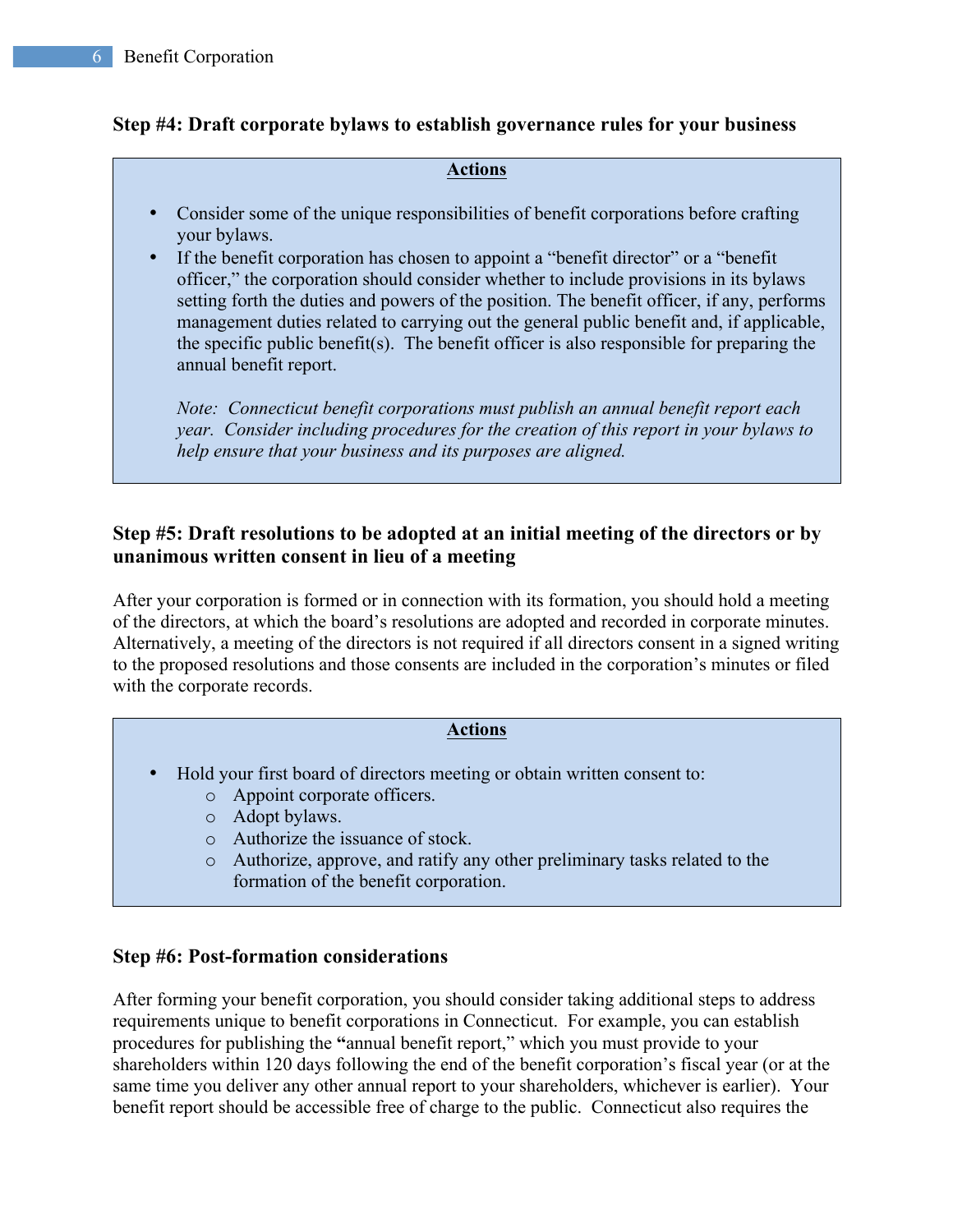### Step #4: Draft corporate bylaws to establish governance rules for your business

**Actions**

- Consider some of the unique responsibilities of benefit corporations before crafting your bylaws.
- If the benefit corporation has chosen to appoint a "benefit director" or a "benefit officer," the corporation should consider whether to include provisions in its bylaws setting forth the duties and powers of the position. The benefit officer, if any, performs management duties related to carrying out the general public benefit and, if applicable, the specific public benefit(s). The benefit officer is also responsible for preparing the annual benefit report.

  *Note: Connecticut benefit corporations must publish an annual benefit report each year. Consider including procedures for the creation of this report in your bylaws to help ensure that your business and its purposes are aligned.*

### Step #5: Draft resolutions to be adopted at an initial meeting of the directors or by unanimous written consent in lieu of a meeting

After your corporation is formed or in connection with its formation, you should hold a meeting of the directors, at which the board's resolutions are adopted and recorded in corporate minutes. Alternatively, a meeting of the directors is not required if all directors consent in a signed writing to the proposed resolutions and those consents are included in the corporation's minutes or filed with the corporate records.

**Actions**

- Hold your first board of directors meeting or obtain written consent to:
  - Appoint corporate officers.
  - Adopt bylaws.
  - Authorize the issuance of stock.
  - Authorize, approve, and ratify any other preliminary tasks related to the formation of the benefit corporation.

### Step #6: Post-formation considerations

After forming your benefit corporation, you should consider taking additional steps to address requirements unique to benefit corporations in Connecticut. For example, you can establish procedures for publishing the **"**annual benefit report," which you must provide to your shareholders within 120 days following the end of the benefit corporation's fiscal year (or at the same time you deliver any other annual report to your shareholders, whichever is earlier). Your benefit report should be accessible free of charge to the public. Connecticut also requires the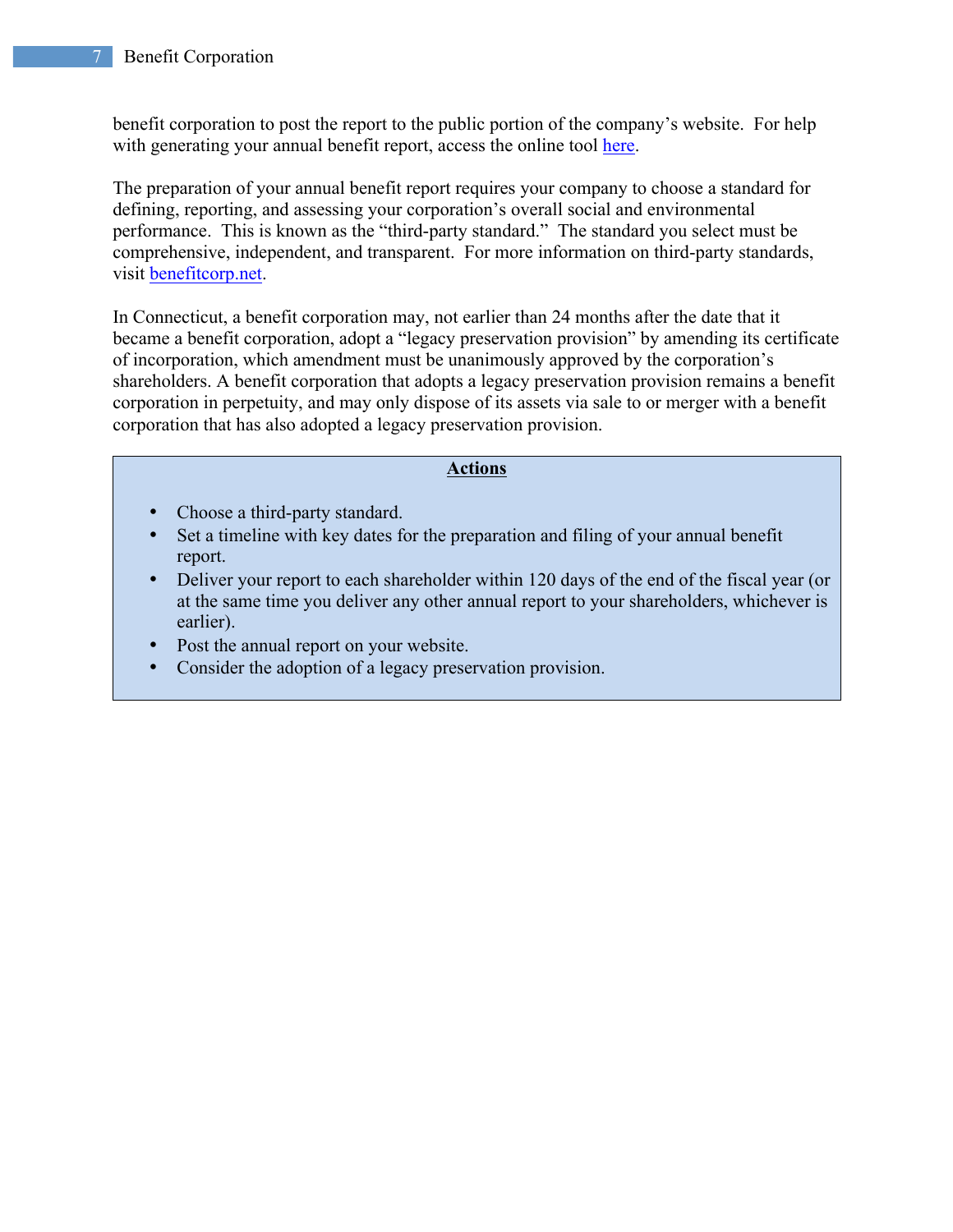benefit corporation to post the report to the public portion of the company's website. For help with generating your annual benefit report, access the online tool here.

The preparation of your annual benefit report requires your company to choose a standard for defining, reporting, and assessing your corporation's overall social and environmental performance. This is known as the "third-party standard." The standard you select must be comprehensive, independent, and transparent. For more information on third-party standards, visit benefitcorp.net.

In Connecticut, a benefit corporation may, not earlier than 24 months after the date that it became a benefit corporation, adopt a "legacy preservation provision" by amending its certificate of incorporation, which amendment must be unanimously approved by the corporation's shareholders. A benefit corporation that adopts a legacy preservation provision remains a benefit corporation in perpetuity, and may only dispose of its assets via sale to or merger with a benefit corporation that has also adopted a legacy preservation provision.

**Actions**

- Choose a third-party standard.
- Set a timeline with key dates for the preparation and filing of your annual benefit report.
- Deliver your report to each shareholder within 120 days of the end of the fiscal year (or at the same time you deliver any other annual report to your shareholders, whichever is earlier).
- Post the annual report on your website.
- Consider the adoption of a legacy preservation provision.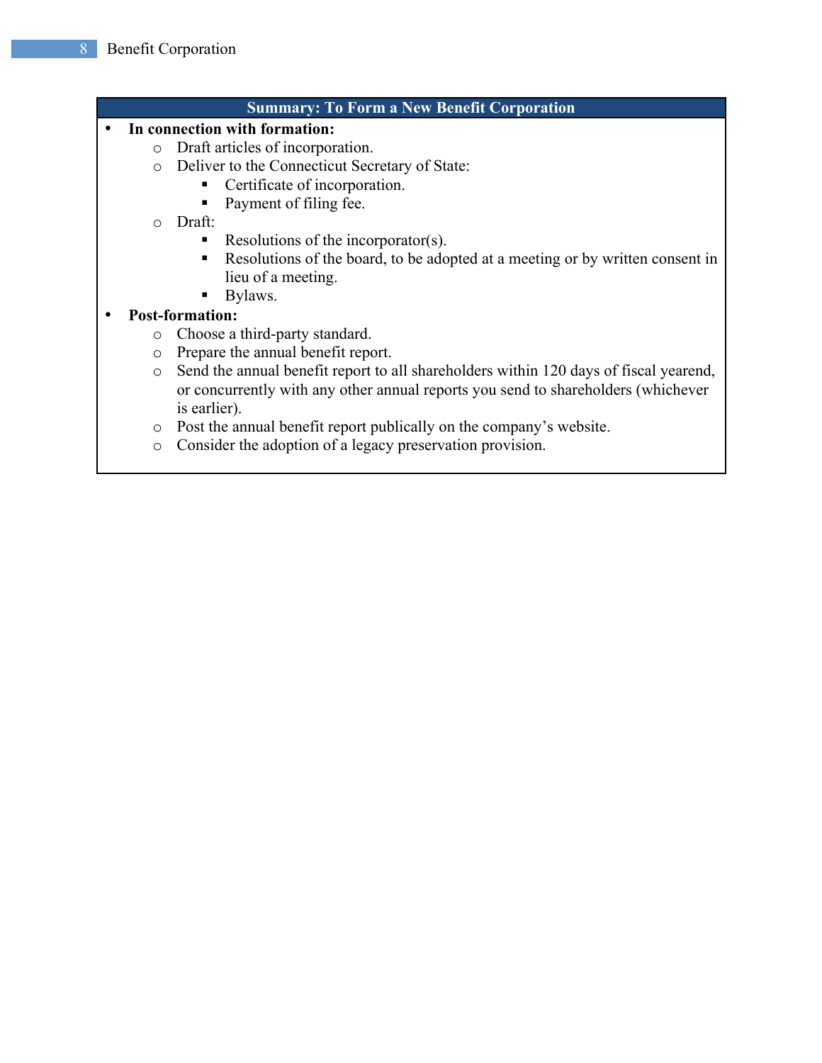**Summary: To Form a New Benefit Corporation**

- **In connection with formation:**
  - Draft articles of incorporation.
  - Deliver to the Connecticut Secretary of State:
    - Certificate of incorporation.
    - Payment of filing fee.
  - Draft:
    - Resolutions of the incorporator(s).
    - Resolutions of the board, to be adopted at a meeting or by written consent in lieu of a meeting.
    - Bylaws.
- **Post-formation:**
  - Choose a third-party standard.
  - Prepare the annual benefit report.
  - Send the annual benefit report to all shareholders within 120 days of fiscal yearend, or concurrently with any other annual reports you send to shareholders (whichever is earlier).
  - Post the annual benefit report publically on the company's website.
  - Consider the adoption of a legacy preservation provision.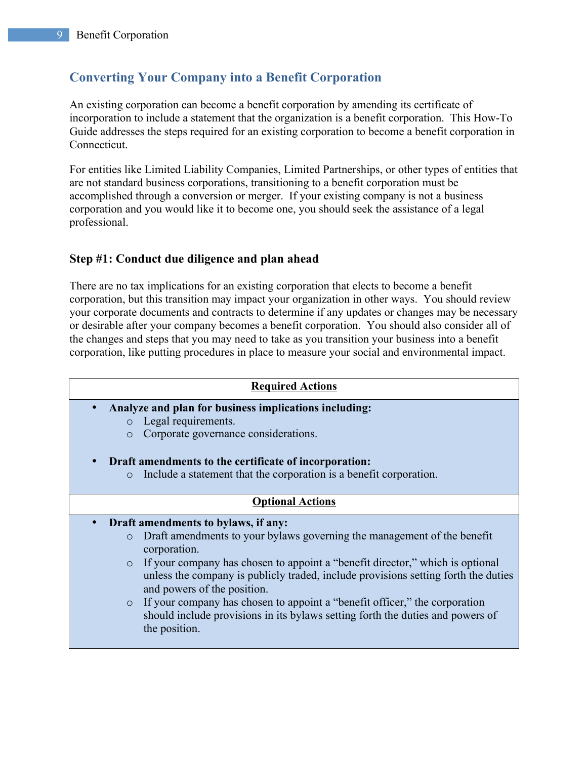## Converting Your Company into a Benefit Corporation

An existing corporation can become a benefit corporation by amending its certificate of incorporation to include a statement that the organization is a benefit corporation. This How-To Guide addresses the steps required for an existing corporation to become a benefit corporation in Connecticut.

For entities like Limited Liability Companies, Limited Partnerships, or other types of entities that are not standard business corporations, transitioning to a benefit corporation must be accomplished through a conversion or merger. If your existing company is not a business corporation and you would like it to become one, you should seek the assistance of a legal professional.

### Step #1: Conduct due diligence and plan ahead

There are no tax implications for an existing corporation that elects to become a benefit corporation, but this transition may impact your organization in other ways. You should review your corporate documents and contracts to determine if any updates or changes may be necessary or desirable after your company becomes a benefit corporation. You should also consider all of the changes and steps that you may need to take as you transition your business into a benefit corporation, like putting procedures in place to measure your social and environmental impact.

**Required Actions**

- **Analyze and plan for business implications including:**
  - Legal requirements.
  - Corporate governance considerations.
- **Draft amendments to the certificate of incorporation:**
  - Include a statement that the corporation is a benefit corporation.

**Optional Actions**

- **Draft amendments to bylaws, if any:**
  - Draft amendments to your bylaws governing the management of the benefit corporation.
  - If your company has chosen to appoint a "benefit director," which is optional unless the company is publicly traded, include provisions setting forth the duties and powers of the position.
  - If your company has chosen to appoint a "benefit officer," the corporation should include provisions in its bylaws setting forth the duties and powers of the position.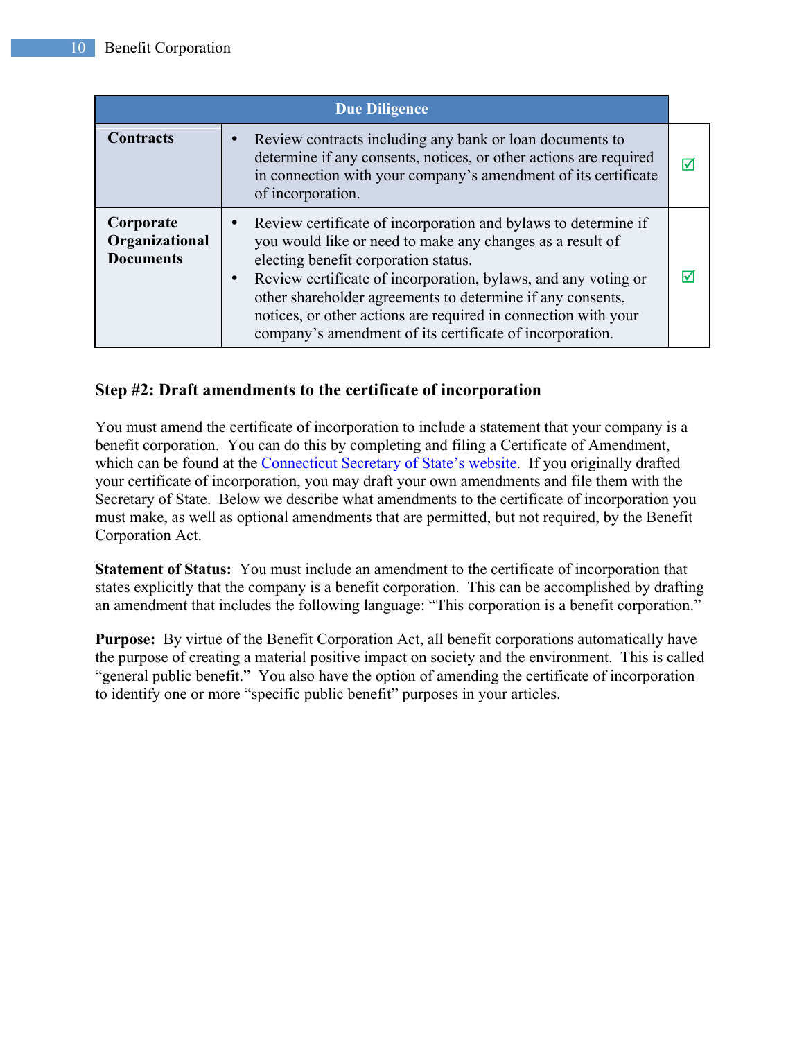| Due Diligence | | |
|---|---|---|
| **Contracts** | • Review contracts including any bank or loan documents to determine if any consents, notices, or other actions are required in connection with your company's amendment of its certificate of incorporation. | ☑ |
| **Corporate Organizational Documents** | • Review certificate of incorporation and bylaws to determine if you would like or need to make any changes as a result of electing benefit corporation status. • Review certificate of incorporation, bylaws, and any voting or other shareholder agreements to determine if any consents, notices, or other actions are required in connection with your company's amendment of its certificate of incorporation. | ☑ |

### Step #2: Draft amendments to the certificate of incorporation

You must amend the certificate of incorporation to include a statement that your company is a benefit corporation. You can do this by completing and filing a Certificate of Amendment, which can be found at the Connecticut Secretary of State's website. If you originally drafted your certificate of incorporation, you may draft your own amendments and file them with the Secretary of State. Below we describe what amendments to the certificate of incorporation you must make, as well as optional amendments that are permitted, but not required, by the Benefit Corporation Act.

**Statement of Status:** You must include an amendment to the certificate of incorporation that states explicitly that the company is a benefit corporation. This can be accomplished by drafting an amendment that includes the following language: "This corporation is a benefit corporation."

**Purpose:** By virtue of the Benefit Corporation Act, all benefit corporations automatically have the purpose of creating a material positive impact on society and the environment. This is called "general public benefit." You also have the option of amending the certificate of incorporation to identify one or more "specific public benefit" purposes in your articles.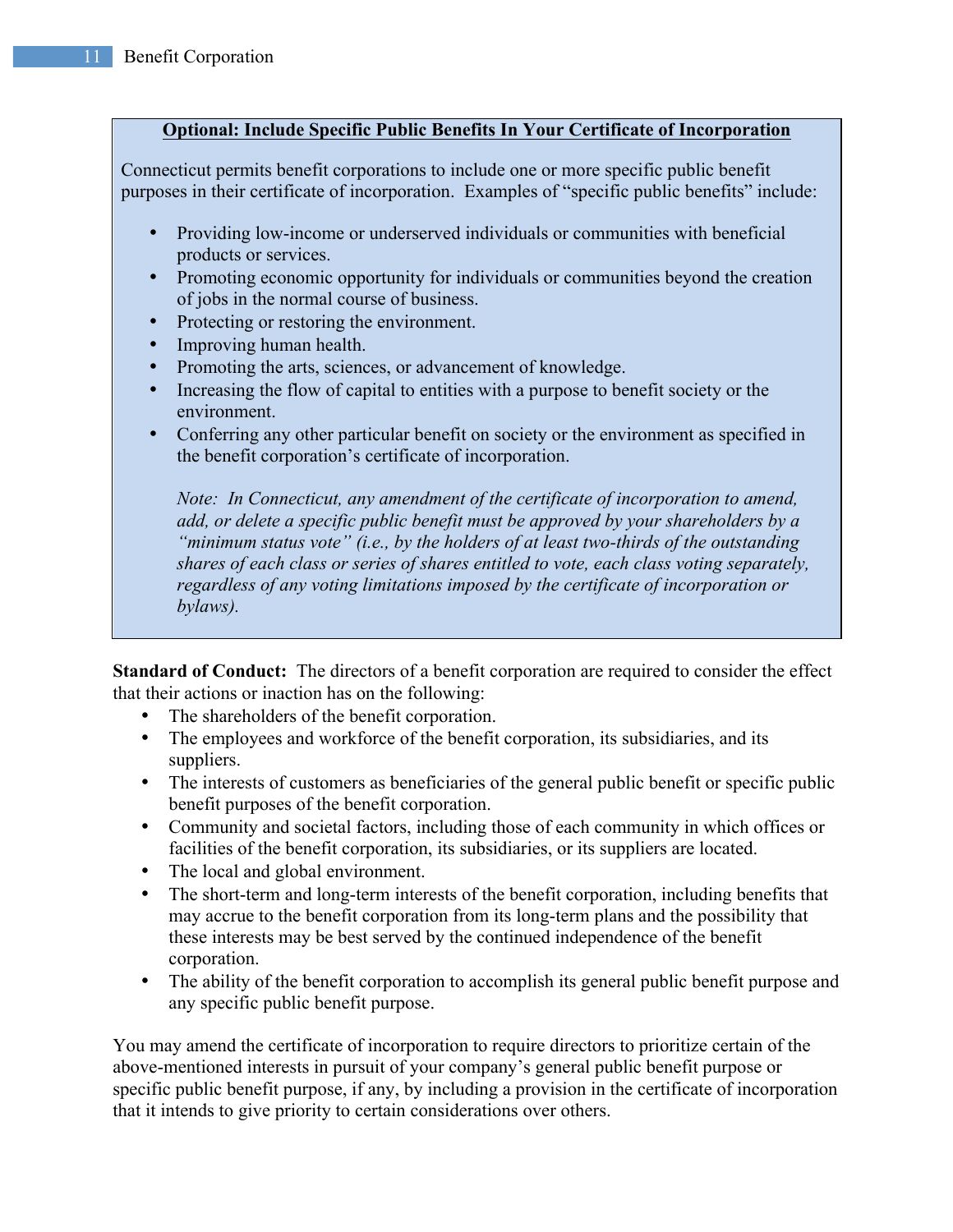**Optional: Include Specific Public Benefits In Your Certificate of Incorporation**

Connecticut permits benefit corporations to include one or more specific public benefit purposes in their certificate of incorporation. Examples of "specific public benefits" include:

- Providing low-income or underserved individuals or communities with beneficial products or services.
- Promoting economic opportunity for individuals or communities beyond the creation of jobs in the normal course of business.
- Protecting or restoring the environment.
- Improving human health.
- Promoting the arts, sciences, or advancement of knowledge.
- Increasing the flow of capital to entities with a purpose to benefit society or the environment.
- Conferring any other particular benefit on society or the environment as specified in the benefit corporation's certificate of incorporation.

*Note: In Connecticut, any amendment of the certificate of incorporation to amend, add, or delete a specific public benefit must be approved by your shareholders by a "minimum status vote" (i.e., by the holders of at least two-thirds of the outstanding shares of each class or series of shares entitled to vote, each class voting separately, regardless of any voting limitations imposed by the certificate of incorporation or bylaws).*

**Standard of Conduct:** The directors of a benefit corporation are required to consider the effect that their actions or inaction has on the following:

- The shareholders of the benefit corporation.
- The employees and workforce of the benefit corporation, its subsidiaries, and its suppliers.
- The interests of customers as beneficiaries of the general public benefit or specific public benefit purposes of the benefit corporation.
- Community and societal factors, including those of each community in which offices or facilities of the benefit corporation, its subsidiaries, or its suppliers are located.
- The local and global environment.
- The short-term and long-term interests of the benefit corporation, including benefits that may accrue to the benefit corporation from its long-term plans and the possibility that these interests may be best served by the continued independence of the benefit corporation.
- The ability of the benefit corporation to accomplish its general public benefit purpose and any specific public benefit purpose.

You may amend the certificate of incorporation to require directors to prioritize certain of the above-mentioned interests in pursuit of your company's general public benefit purpose or specific public benefit purpose, if any, by including a provision in the certificate of incorporation that it intends to give priority to certain considerations over others.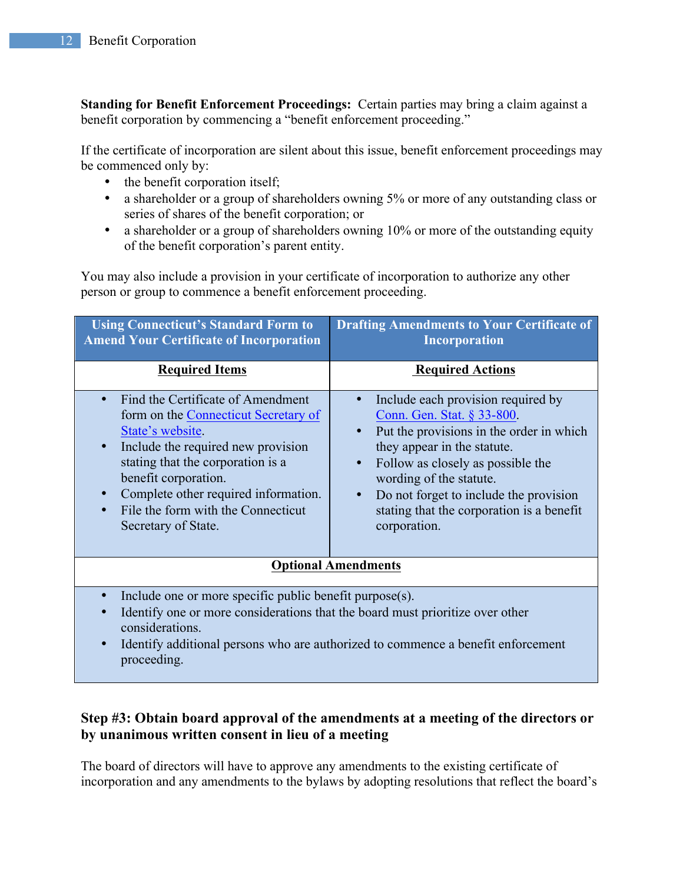**Standing for Benefit Enforcement Proceedings:** Certain parties may bring a claim against a benefit corporation by commencing a "benefit enforcement proceeding."

If the certificate of incorporation are silent about this issue, benefit enforcement proceedings may be commenced only by:

- the benefit corporation itself;
- a shareholder or a group of shareholders owning 5% or more of any outstanding class or series of shares of the benefit corporation; or
- a shareholder or a group of shareholders owning 10% or more of the outstanding equity of the benefit corporation's parent entity.

You may also include a provision in your certificate of incorporation to authorize any other person or group to commence a benefit enforcement proceeding.

| Using Connecticut's Standard Form to Amend Your Certificate of Incorporation | Drafting Amendments to Your Certificate of Incorporation |
|---|---|
| **Required Items** | **Required Actions** |
| • Find the Certificate of Amendment form on the Connecticut Secretary of State's website.<br>• Include the required new provision stating that the corporation is a benefit corporation.<br>• Complete other required information.<br>• File the form with the Connecticut Secretary of State. | • Include each provision required by Conn. Gen. Stat. § 33-800.<br>• Put the provisions in the order in which they appear in the statute.<br>• Follow as closely as possible the wording of the statute.<br>• Do not forget to include the provision stating that the corporation is a benefit corporation. |
| **Optional Amendments** | |
| • Include one or more specific public benefit purpose(s).<br>• Identify one or more considerations that the board must prioritize over other considerations.<br>• Identify additional persons who are authorized to commence a benefit enforcement proceeding. | |

**Step #3: Obtain board approval of the amendments at a meeting of the directors or by unanimous written consent in lieu of a meeting**

The board of directors will have to approve any amendments to the existing certificate of incorporation and any amendments to the bylaws by adopting resolutions that reflect the board's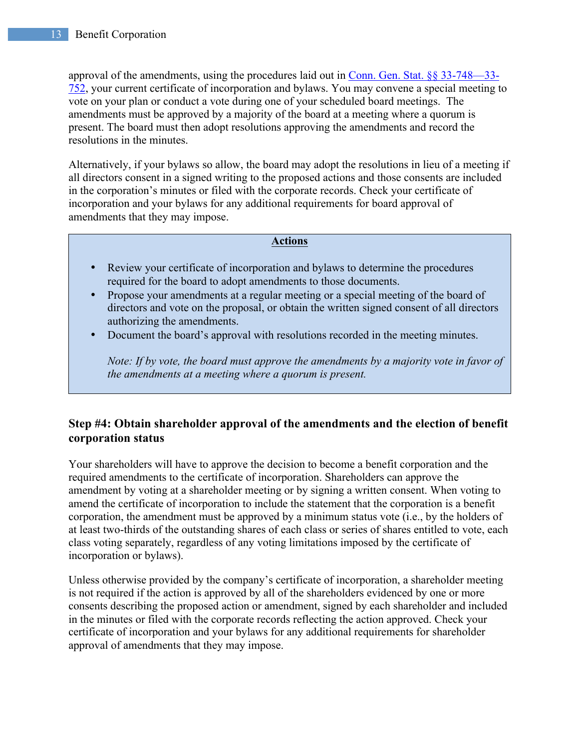approval of the amendments, using the procedures laid out in [Conn. Gen. Stat. §§ 33-748—33-752](), your current certificate of incorporation and bylaws. You may convene a special meeting to vote on your plan or conduct a vote during one of your scheduled board meetings. The amendments must be approved by a majority of the board at a meeting where a quorum is present. The board must then adopt resolutions approving the amendments and record the resolutions in the minutes.

Alternatively, if your bylaws so allow, the board may adopt the resolutions in lieu of a meeting if all directors consent in a signed writing to the proposed actions and those consents are included in the corporation's minutes or filed with the corporate records. Check your certificate of incorporation and your bylaws for any additional requirements for board approval of amendments that they may impose.

> **Actions**
>
> - Review your certificate of incorporation and bylaws to determine the procedures required for the board to adopt amendments to those documents.
> - Propose your amendments at a regular meeting or a special meeting of the board of directors and vote on the proposal, or obtain the written signed consent of all directors authorizing the amendments.
> - Document the board's approval with resolutions recorded in the meeting minutes.
>
> *Note: If by vote, the board must approve the amendments by a majority vote in favor of the amendments at a meeting where a quorum is present.*

### Step #4: Obtain shareholder approval of the amendments and the election of benefit corporation status

Your shareholders will have to approve the decision to become a benefit corporation and the required amendments to the certificate of incorporation. Shareholders can approve the amendment by voting at a shareholder meeting or by signing a written consent. When voting to amend the certificate of incorporation to include the statement that the corporation is a benefit corporation, the amendment must be approved by a minimum status vote (i.e., by the holders of at least two-thirds of the outstanding shares of each class or series of shares entitled to vote, each class voting separately, regardless of any voting limitations imposed by the certificate of incorporation or bylaws).

Unless otherwise provided by the company's certificate of incorporation, a shareholder meeting is not required if the action is approved by all of the shareholders evidenced by one or more consents describing the proposed action or amendment, signed by each shareholder and included in the minutes or filed with the corporate records reflecting the action approved. Check your certificate of incorporation and your bylaws for any additional requirements for shareholder approval of amendments that they may impose.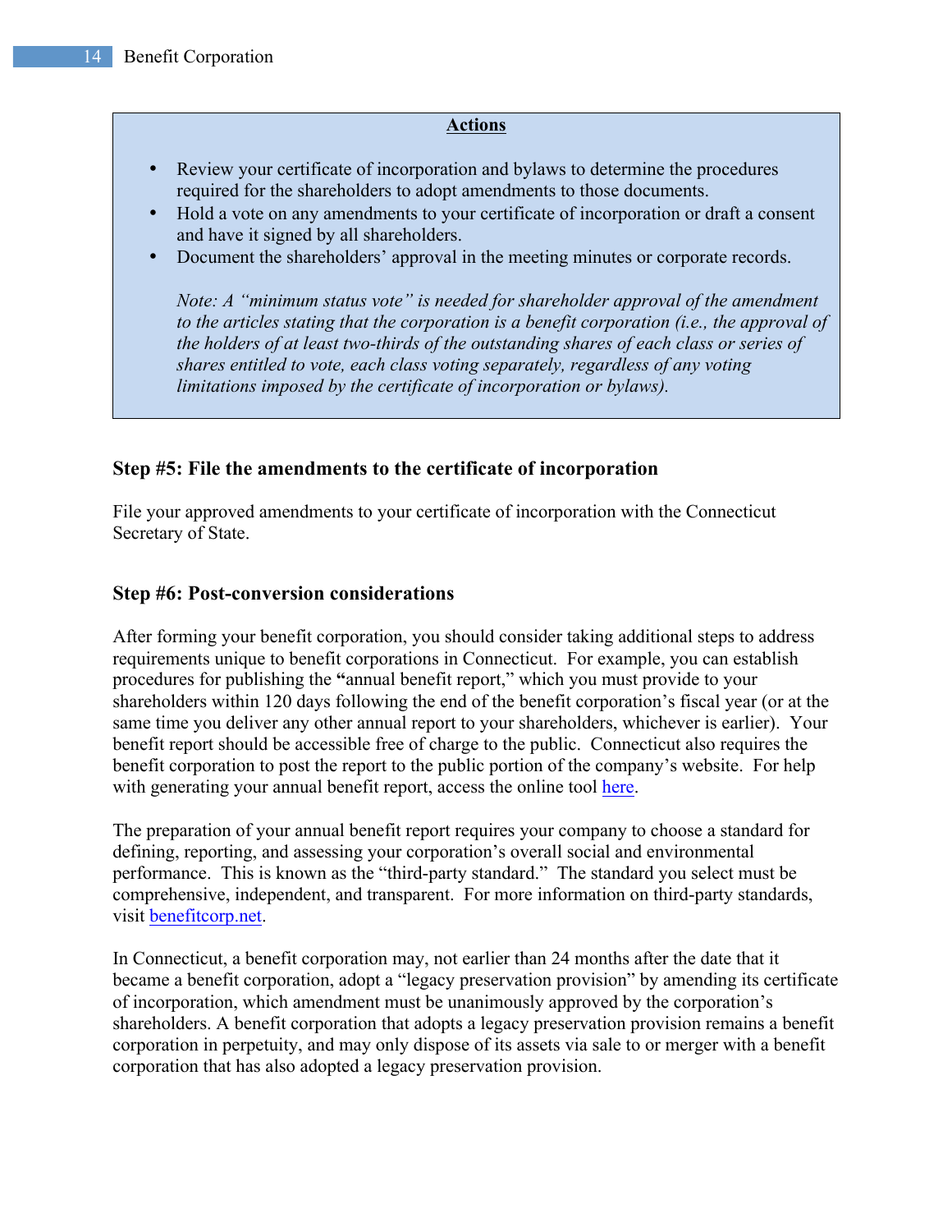**Actions**

- Review your certificate of incorporation and bylaws to determine the procedures required for the shareholders to adopt amendments to those documents.
- Hold a vote on any amendments to your certificate of incorporation or draft a consent and have it signed by all shareholders.
- Document the shareholders' approval in the meeting minutes or corporate records.

  *Note: A "minimum status vote" is needed for shareholder approval of the amendment to the articles stating that the corporation is a benefit corporation (i.e., the approval of the holders of at least two-thirds of the outstanding shares of each class or series of shares entitled to vote, each class voting separately, regardless of any voting limitations imposed by the certificate of incorporation or bylaws).*

### Step #5: File the amendments to the certificate of incorporation

File your approved amendments to your certificate of incorporation with the Connecticut Secretary of State.

### Step #6: Post-conversion considerations

After forming your benefit corporation, you should consider taking additional steps to address requirements unique to benefit corporations in Connecticut. For example, you can establish procedures for publishing the **"**annual benefit report," which you must provide to your shareholders within 120 days following the end of the benefit corporation's fiscal year (or at the same time you deliver any other annual report to your shareholders, whichever is earlier). Your benefit report should be accessible free of charge to the public. Connecticut also requires the benefit corporation to post the report to the public portion of the company's website. For help with generating your annual benefit report, access the online tool here.

The preparation of your annual benefit report requires your company to choose a standard for defining, reporting, and assessing your corporation's overall social and environmental performance. This is known as the "third-party standard." The standard you select must be comprehensive, independent, and transparent. For more information on third-party standards, visit benefitcorp.net.

In Connecticut, a benefit corporation may, not earlier than 24 months after the date that it became a benefit corporation, adopt a "legacy preservation provision" by amending its certificate of incorporation, which amendment must be unanimously approved by the corporation's shareholders. A benefit corporation that adopts a legacy preservation provision remains a benefit corporation in perpetuity, and may only dispose of its assets via sale to or merger with a benefit corporation that has also adopted a legacy preservation provision.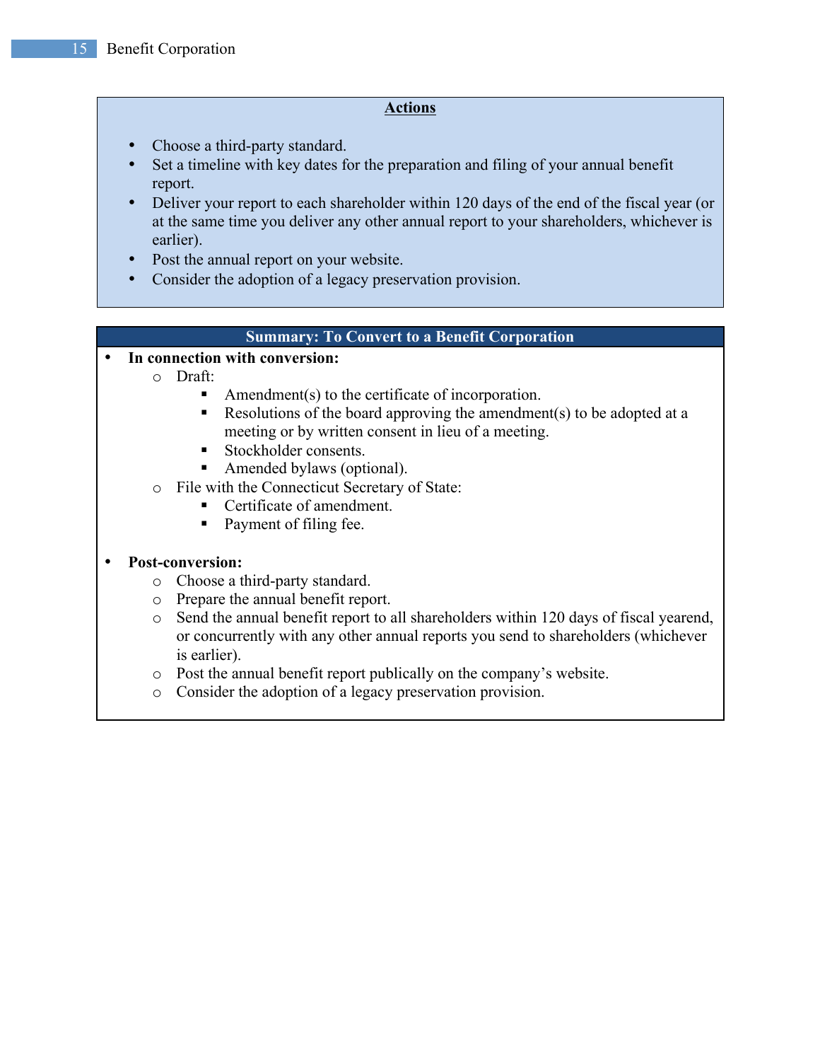**Actions**

- Choose a third-party standard.
- Set a timeline with key dates for the preparation and filing of your annual benefit report.
- Deliver your report to each shareholder within 120 days of the end of the fiscal year (or at the same time you deliver any other annual report to your shareholders, whichever is earlier).
- Post the annual report on your website.
- Consider the adoption of a legacy preservation provision.

**Summary: To Convert to a Benefit Corporation**

- **In connection with conversion:**
  - Draft:
    - Amendment(s) to the certificate of incorporation.
    - Resolutions of the board approving the amendment(s) to be adopted at a meeting or by written consent in lieu of a meeting.
    - Stockholder consents.
    - Amended bylaws (optional).
  - File with the Connecticut Secretary of State:
    - Certificate of amendment.
    - Payment of filing fee.

- **Post-conversion:**
  - Choose a third-party standard.
  - Prepare the annual benefit report.
  - Send the annual benefit report to all shareholders within 120 days of fiscal yearend, or concurrently with any other annual reports you send to shareholders (whichever is earlier).
  - Post the annual benefit report publically on the company's website.
  - Consider the adoption of a legacy preservation provision.